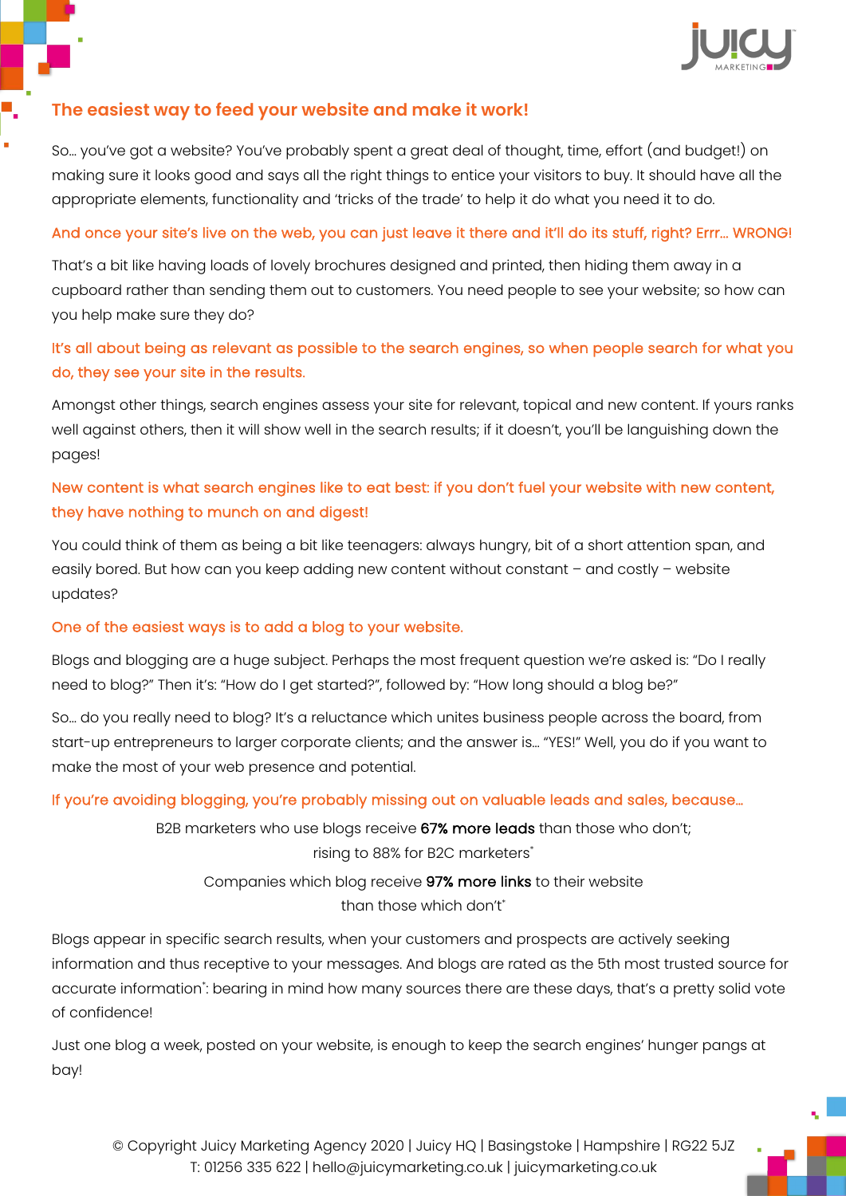## The easiest way to feed your website and make it work!

So… you've got a website? You've probably spent a great deal of thought, time, effort (and budget!) on making sure it looks good and says all the right things to entice your visitors to buy. It should have all the appropriate elements, functionality and 'tricks of the trade' to help it do what you need it to do.

And once your site's live on the web, you can just leave it there and it'll do its stuff, right? Errr… WRONG!

That's a bit like having loads of lovely brochures designed and printed, then hiding them away in a cupboard rather than sending them out to customers. You need people to see your website; so how can you help make sure they do?

It's all about being as relevant as possible to the search engines, so when people search for what you do, they see your site in the results.

Amongst other things, search engines assess your site for relevant, topical and new content. If yours ranks well against others, then it will show well in the search results; if it doesn't, you'll be languishing down the pages!

New content is what search engines like to eat best: if you don't fuel your website with new content, they have nothing to munch on and digest!

You could think of them as being a bit like teenagers: always hungry, bit of a short attention span, and easily bored. But how can you keep adding new content without constant – and costly – website updates?

One of the easiest ways is to add a blog to your website.

Blogs and blogging are a huge subject. Perhaps the most frequent question we're asked is: "Do I really need to blog?" Then it's: "How do I get started?", followed by: "How long should a blog be?"

So… do you really need to blog? It's a reluctance which unites business people across the board, from start-up entrepreneurs to larger corporate clients; and the answer is… "YES!" Well, you do if you want to make the most of your web presence and potential.

If you're avoiding blogging, you're probably missing out on valuable leads and sales, because…

B2B marketers who use blogs receive **67% more leads** than those who don't; rising to 88% for B2C marketers*

Companies which blog receive **97% more links** to their website than those which don't*

Blogs appear in specific search results, when your customers and prospects are actively seeking information and thus receptive to your messages. And blogs are rated as the 5th most trusted source for accurate information*: bearing in mind how many sources there are these days, that's a pretty solid vote of confidence!

Just one blog a week, posted on your website, is enough to keep the search engines' hunger pangs at bay!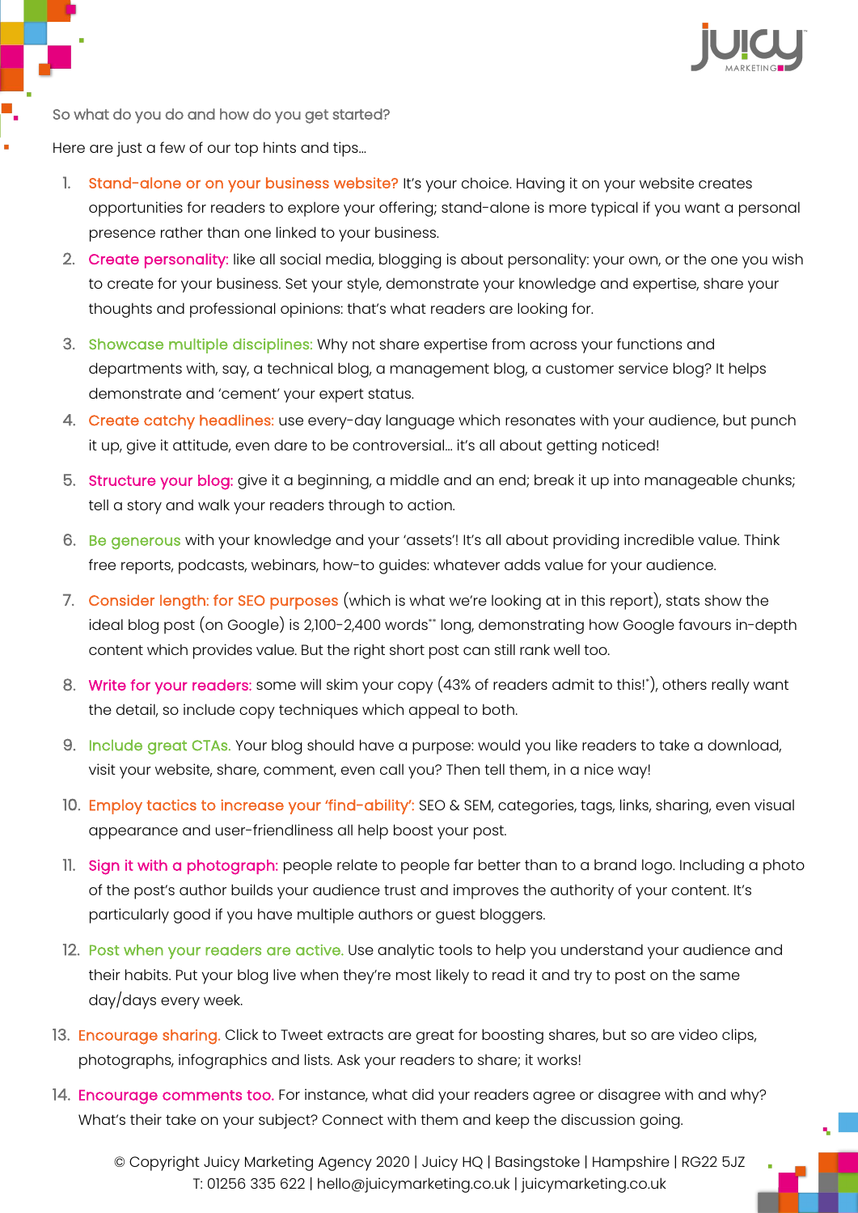So what do you do and how do you get started?

Here are just a few of our top hints and tips…

1. **Stand-alone or on your business website?** It's your choice. Having it on your website creates opportunities for readers to explore your offering; stand-alone is more typical if you want a personal presence rather than one linked to your business.
2. **Create personality:** like all social media, blogging is about personality: your own, or the one you wish to create for your business. Set your style, demonstrate your knowledge and expertise, share your thoughts and professional opinions: that's what readers are looking for.
3. **Showcase multiple disciplines:** Why not share expertise from across your functions and departments with, say, a technical blog, a management blog, a customer service blog? It helps demonstrate and 'cement' your expert status.
4. **Create catchy headlines:** use every-day language which resonates with your audience, but punch it up, give it attitude, even dare to be controversial… it's all about getting noticed!
5. **Structure your blog:** give it a beginning, a middle and an end; break it up into manageable chunks; tell a story and walk your readers through to action.
6. **Be generous** with your knowledge and your 'assets'! It's all about providing incredible value. Think free reports, podcasts, webinars, how-to guides: whatever adds value for your audience.
7. **Consider length: for SEO purposes** (which is what we're looking at in this report), stats show the ideal blog post (on Google) is 2,100-2,400 words** long, demonstrating how Google favours in-depth content which provides value. But the right short post can still rank well too.
8. **Write for your readers:** some will skim your copy (43% of readers admit to this!*), others really want the detail, so include copy techniques which appeal to both.
9. **Include great CTAs.** Your blog should have a purpose: would you like readers to take a download, visit your website, share, comment, even call you? Then tell them, in a nice way!
10. **Employ tactics to increase your 'find-ability':** SEO & SEM, categories, tags, links, sharing, even visual appearance and user-friendliness all help boost your post.
11. **Sign it with a photograph:** people relate to people far better than to a brand logo. Including a photo of the post's author builds your audience trust and improves the authority of your content. It's particularly good if you have multiple authors or guest bloggers.
12. **Post when your readers are active.** Use analytic tools to help you understand your audience and their habits. Put your blog live when they're most likely to read it and try to post on the same day/days every week.
13. **Encourage sharing.** Click to Tweet extracts are great for boosting shares, but so are video clips, photographs, infographics and lists. Ask your readers to share; it works!
14. **Encourage comments too.** For instance, what did your readers agree or disagree with and why? What's their take on your subject? Connect with them and keep the discussion going.

© Copyright Juicy Marketing Agency 2020 | Juicy HQ | Basingstoke | Hampshire | RG22 5JZ
T: 01256 335 622 | hello@juicymarketing.co.uk | juicymarketing.co.uk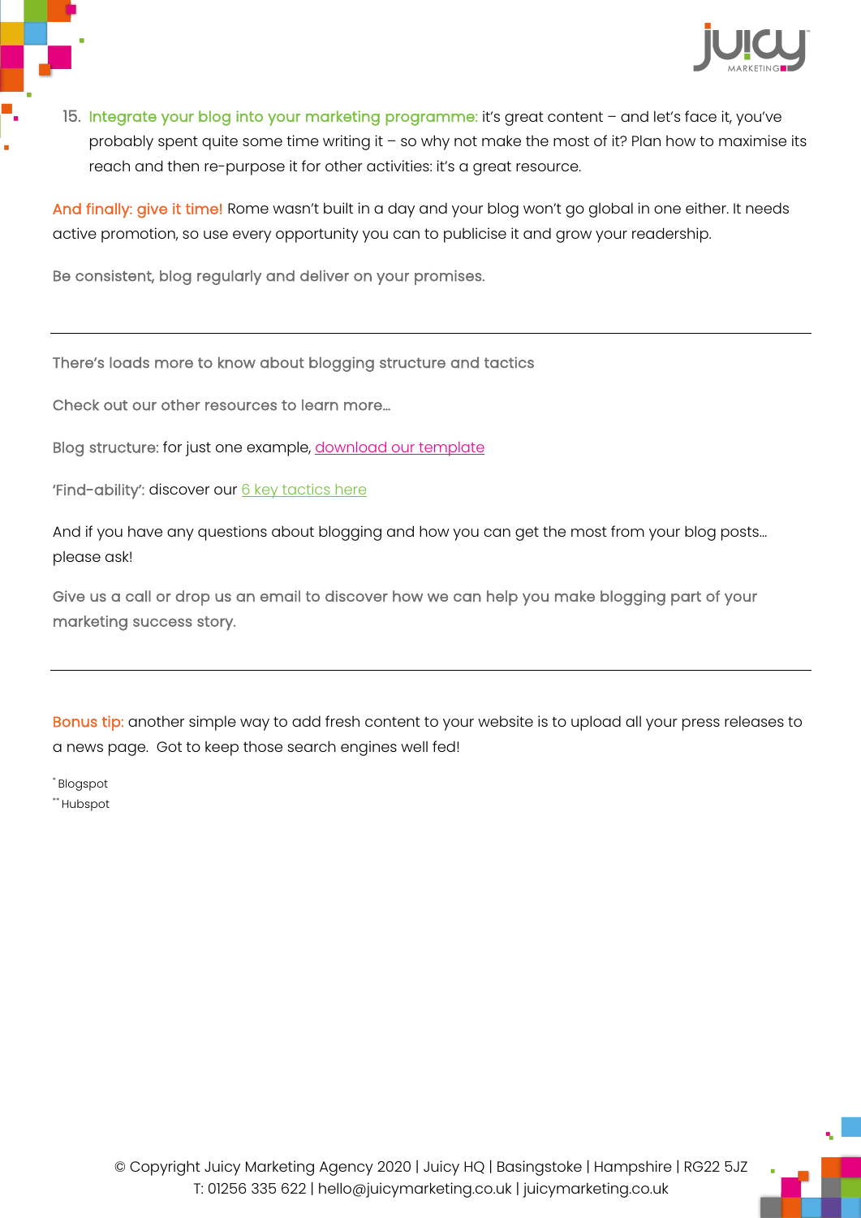15. **Integrate your blog into your marketing programme:** it's great content – and let's face it, you've probably spent quite some time writing it – so why not make the most of it? Plan how to maximise its reach and then re-purpose it for other activities: it's a great resource.

**And finally: give it time!** Rome wasn't built in a day and your blog won't go global in one either. It needs active promotion, so use every opportunity you can to publicise it and grow your readership.

Be consistent, blog regularly and deliver on your promises.

---

There's loads more to know about blogging structure and tactics

Check out our other resources to learn more…

Blog structure: for just one example, download our template

'Find-ability': discover our 6 key tactics here

And if you have any questions about blogging and how you can get the most from your blog posts… please ask!

Give us a call or drop us an email to discover how we can help you make blogging part of your marketing success story.

---

**Bonus tip:** another simple way to add fresh content to your website is to upload all your press releases to a news page. Got to keep those search engines well fed!

* Blogspot
** Hubspot